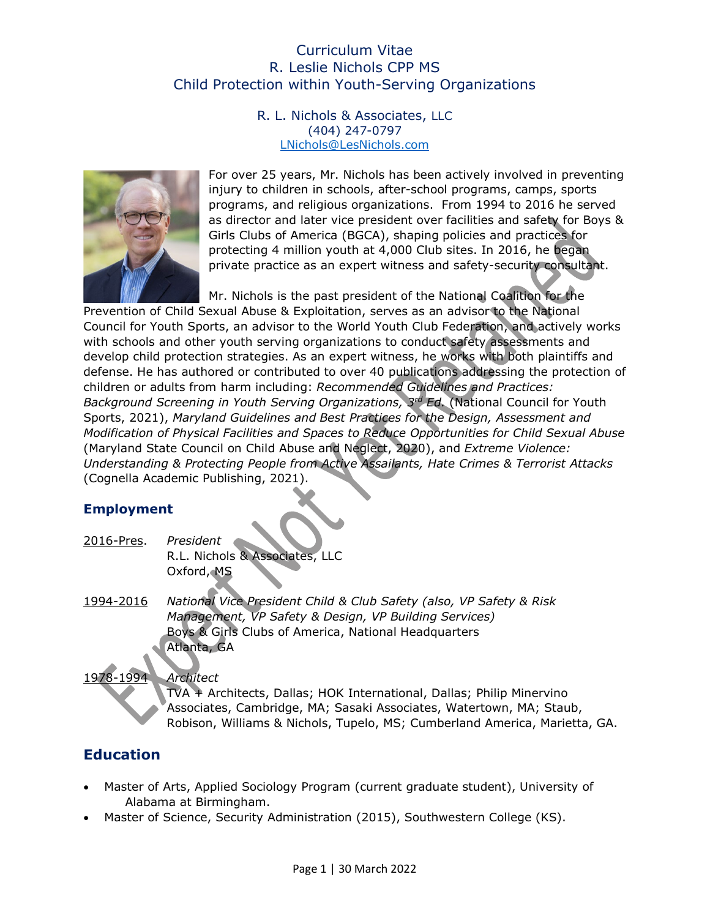# Curriculum Vitae
# R. Leslie Nichols CPP MS
# Child Protection within Youth-Serving Organizations

R. L. Nichols & Associates, LLC
(404) 247-0797
LNichols@LesNichols.com

For over 25 years, Mr. Nichols has been actively involved in preventing injury to children in schools, after-school programs, camps, sports programs, and religious organizations. From 1994 to 2016 he served as director and later vice president over facilities and safety for Boys & Girls Clubs of America (BGCA), shaping policies and practices for protecting 4 million youth at 4,000 Club sites. In 2016, he began private practice as an expert witness and safety-security consultant.

Mr. Nichols is the past president of the National Coalition for the Prevention of Child Sexual Abuse & Exploitation, serves as an advisor to the National Council for Youth Sports, an advisor to the World Youth Club Federation, and actively works with schools and other youth serving organizations to conduct safety assessments and develop child protection strategies. As an expert witness, he works with both plaintiffs and defense. He has authored or contributed to over 40 publications addressing the protection of children or adults from harm including: *Recommended Guidelines and Practices: Background Screening in Youth Serving Organizations, 3rd Ed.* (National Council for Youth Sports, 2021), *Maryland Guidelines and Best Practices for the Design, Assessment and Modification of Physical Facilities and Spaces to Reduce Opportunities for Child Sexual Abuse* (Maryland State Council on Child Abuse and Neglect, 2020), and *Extreme Violence: Understanding & Protecting People from Active Assailants, Hate Crimes & Terrorist Attacks* (Cognella Academic Publishing, 2021).

## Employment

2016-Pres. *President*
R.L. Nichols & Associates, LLC
Oxford, MS

1994-2016 *National Vice President Child & Club Safety (also, VP Safety & Risk Management, VP Safety & Design, VP Building Services)*
Boys & Girls Clubs of America, National Headquarters
Atlanta, GA

1978-1994 *Architect*
TVA + Architects, Dallas; HOK International, Dallas; Philip Minervino Associates, Cambridge, MA; Sasaki Associates, Watertown, MA; Staub, Robison, Williams & Nichols, Tupelo, MS; Cumberland America, Marietta, GA.

## Education

- Master of Arts, Applied Sociology Program (current graduate student), University of Alabama at Birmingham.
- Master of Science, Security Administration (2015), Southwestern College (KS).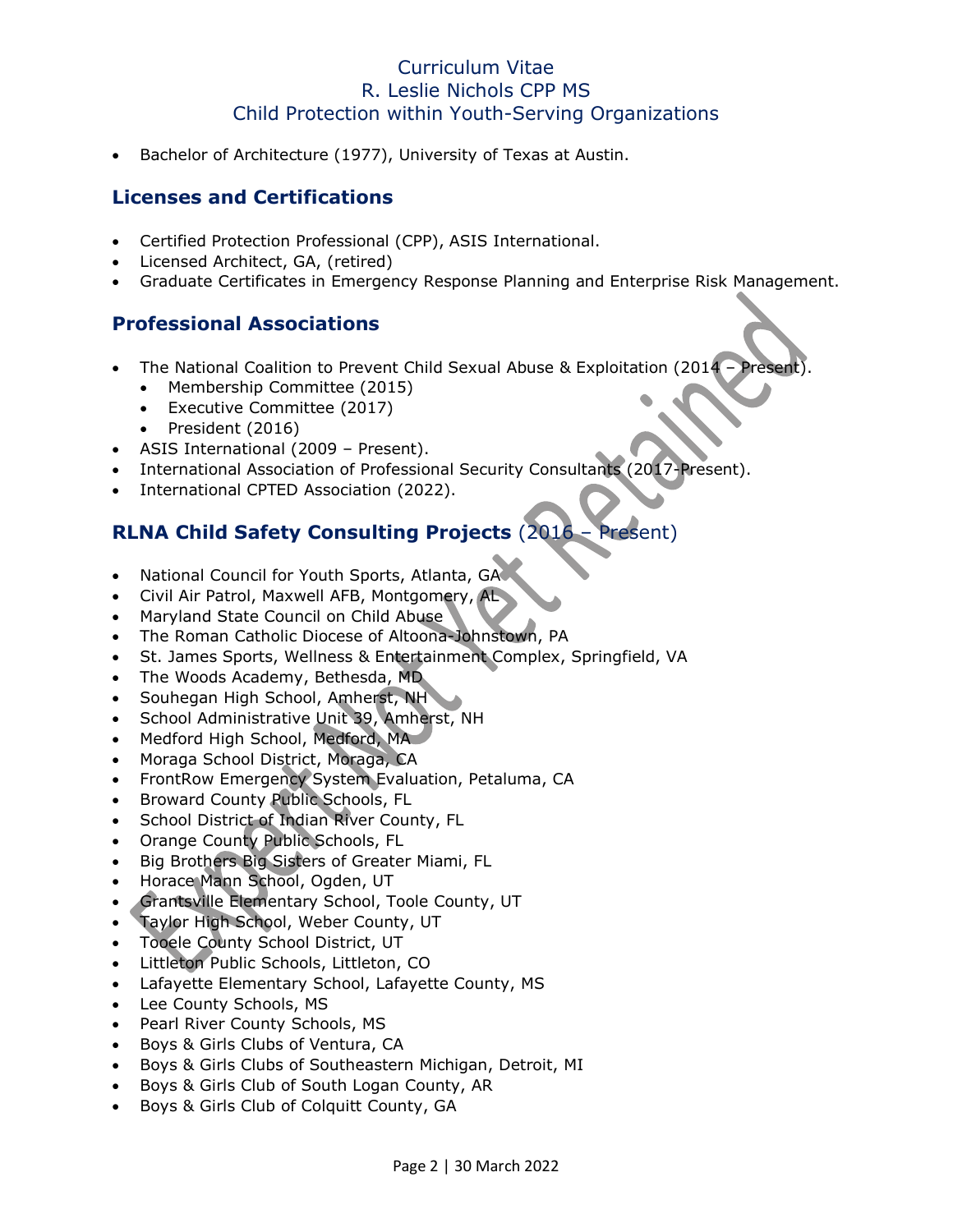- Bachelor of Architecture (1977), University of Texas at Austin.

## Licenses and Certifications

- Certified Protection Professional (CPP), ASIS International.
- Licensed Architect, GA, (retired)
- Graduate Certificates in Emergency Response Planning and Enterprise Risk Management.

## Professional Associations

- The National Coalition to Prevent Child Sexual Abuse & Exploitation (2014 – Present).
  - Membership Committee (2015)
  - Executive Committee (2017)
  - President (2016)
- ASIS International (2009 – Present).
- International Association of Professional Security Consultants (2017-Present).
- International CPTED Association (2022).

## RLNA Child Safety Consulting Projects (2016 – Present)

- National Council for Youth Sports, Atlanta, GA
- Civil Air Patrol, Maxwell AFB, Montgomery, AL
- Maryland State Council on Child Abuse
- The Roman Catholic Diocese of Altoona-Johnstown, PA
- St. James Sports, Wellness & Entertainment Complex, Springfield, VA
- The Woods Academy, Bethesda, MD
- Souhegan High School, Amherst, NH
- School Administrative Unit 39, Amherst, NH
- Medford High School, Medford, MA
- Moraga School District, Moraga, CA
- FrontRow Emergency System Evaluation, Petaluma, CA
- Broward County Public Schools, FL
- School District of Indian River County, FL
- Orange County Public Schools, FL
- Big Brothers Big Sisters of Greater Miami, FL
- Horace Mann School, Ogden, UT
- Grantsville Elementary School, Toole County, UT
- Taylor High School, Weber County, UT
- Tooele County School District, UT
- Littleton Public Schools, Littleton, CO
- Lafayette Elementary School, Lafayette County, MS
- Lee County Schools, MS
- Pearl River County Schools, MS
- Boys & Girls Clubs of Ventura, CA
- Boys & Girls Clubs of Southeastern Michigan, Detroit, MI
- Boys & Girls Club of South Logan County, AR
- Boys & Girls Club of Colquitt County, GA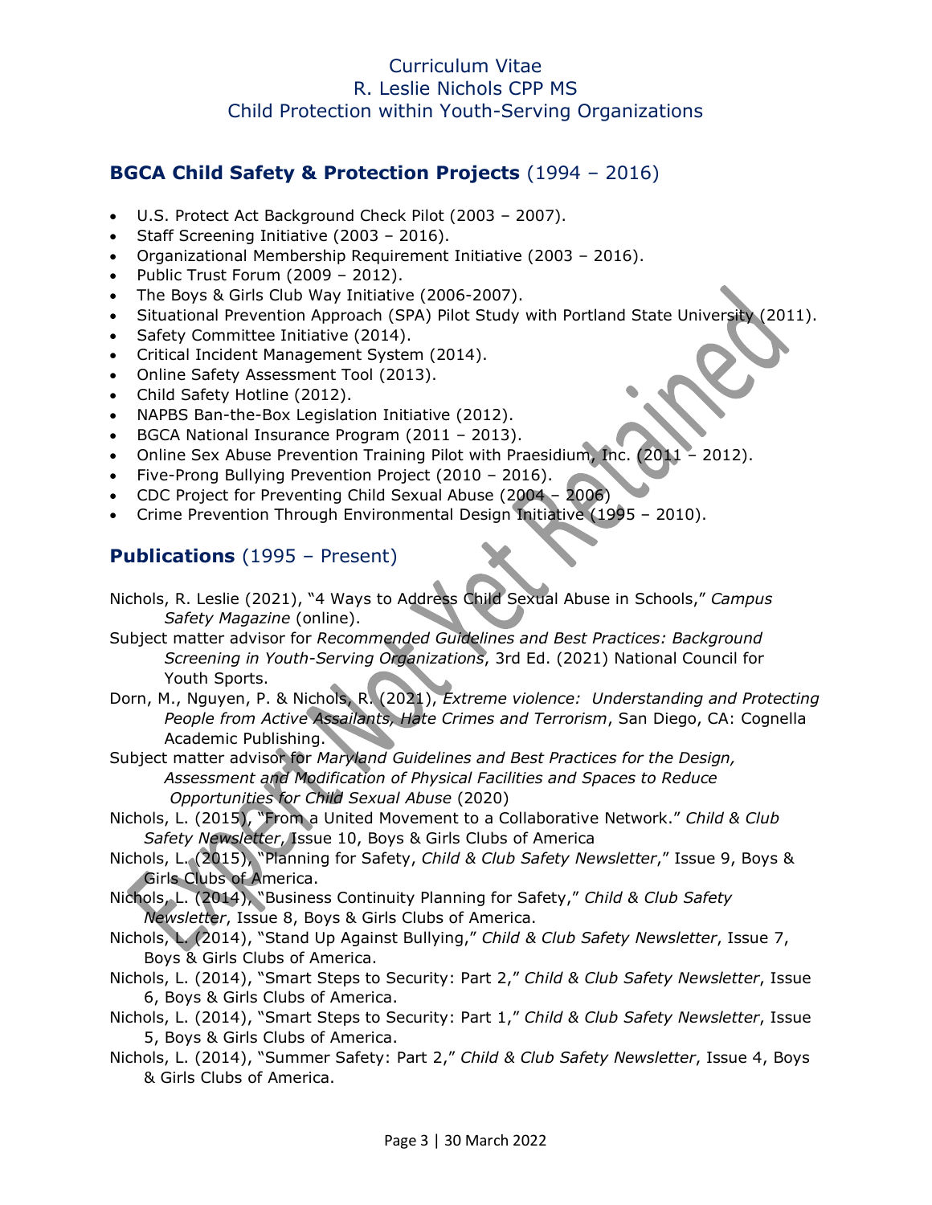Curriculum Vitae
R. Leslie Nichols CPP MS
Child Protection within Youth-Serving Organizations

## **BGCA Child Safety & Protection Projects** (1994 – 2016)

- U.S. Protect Act Background Check Pilot (2003 – 2007).
- Staff Screening Initiative (2003 – 2016).
- Organizational Membership Requirement Initiative (2003 – 2016).
- Public Trust Forum (2009 – 2012).
- The Boys & Girls Club Way Initiative (2006-2007).
- Situational Prevention Approach (SPA) Pilot Study with Portland State University (2011).
- Safety Committee Initiative (2014).
- Critical Incident Management System (2014).
- Online Safety Assessment Tool (2013).
- Child Safety Hotline (2012).
- NAPBS Ban-the-Box Legislation Initiative (2012).
- BGCA National Insurance Program (2011 – 2013).
- Online Sex Abuse Prevention Training Pilot with Praesidium, Inc. (2011 – 2012).
- Five-Prong Bullying Prevention Project (2010 – 2016).
- CDC Project for Preventing Child Sexual Abuse (2004 – 2006)
- Crime Prevention Through Environmental Design Initiative (1995 – 2010).

## **Publications** (1995 – Present)

Nichols, R. Leslie (2021), "4 Ways to Address Child Sexual Abuse in Schools," *Campus Safety Magazine* (online).

Subject matter advisor for *Recommended Guidelines and Best Practices: Background Screening in Youth-Serving Organizations*, 3rd Ed. (2021) National Council for Youth Sports.

Dorn, M., Nguyen, P. & Nichols, R. (2021), *Extreme violence: Understanding and Protecting People from Active Assailants, Hate Crimes and Terrorism*, San Diego, CA: Cognella Academic Publishing.

Subject matter advisor for *Maryland Guidelines and Best Practices for the Design, Assessment and Modification of Physical Facilities and Spaces to Reduce Opportunities for Child Sexual Abuse* (2020)

Nichols, L. (2015), "From a United Movement to a Collaborative Network." *Child & Club Safety Newsletter*, Issue 10, Boys & Girls Clubs of America

Nichols, L. (2015), "Planning for Safety, *Child & Club Safety Newsletter*," Issue 9, Boys & Girls Clubs of America.

Nichols, L. (2014), "Business Continuity Planning for Safety," *Child & Club Safety Newsletter*, Issue 8, Boys & Girls Clubs of America.

Nichols, L. (2014), "Stand Up Against Bullying," *Child & Club Safety Newsletter*, Issue 7, Boys & Girls Clubs of America.

Nichols, L. (2014), "Smart Steps to Security: Part 2," *Child & Club Safety Newsletter*, Issue 6, Boys & Girls Clubs of America.

Nichols, L. (2014), "Smart Steps to Security: Part 1," *Child & Club Safety Newsletter*, Issue 5, Boys & Girls Clubs of America.

Nichols, L. (2014), "Summer Safety: Part 2," *Child & Club Safety Newsletter*, Issue 4, Boys & Girls Clubs of America.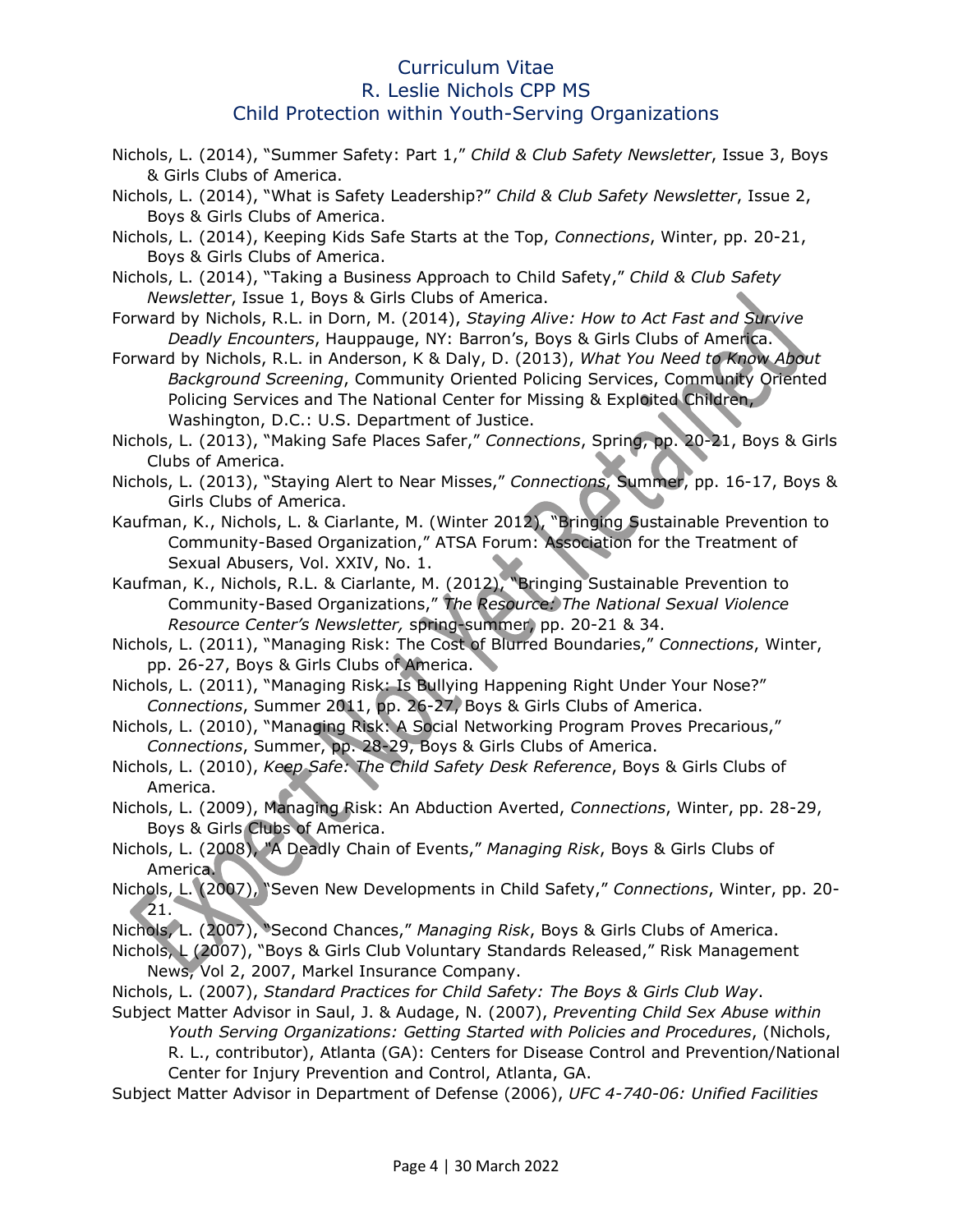Nichols, L. (2014), "Summer Safety: Part 1," *Child & Club Safety Newsletter*, Issue 3, Boys & Girls Clubs of America.

Nichols, L. (2014), "What is Safety Leadership?" *Child & Club Safety Newsletter*, Issue 2, Boys & Girls Clubs of America.

Nichols, L. (2014), Keeping Kids Safe Starts at the Top, *Connections*, Winter, pp. 20-21, Boys & Girls Clubs of America.

Nichols, L. (2014), "Taking a Business Approach to Child Safety," *Child & Club Safety Newsletter*, Issue 1, Boys & Girls Clubs of America.

Forward by Nichols, R.L. in Dorn, M. (2014), *Staying Alive: How to Act Fast and Survive Deadly Encounters*, Hauppauge, NY: Barron's, Boys & Girls Clubs of America.

Forward by Nichols, R.L. in Anderson, K & Daly, D. (2013), *What You Need to Know About Background Screening*, Community Oriented Policing Services, Community Oriented Policing Services and The National Center for Missing & Exploited Children, Washington, D.C.: U.S. Department of Justice.

Nichols, L. (2013), "Making Safe Places Safer," *Connections*, Spring, pp. 20-21, Boys & Girls Clubs of America.

Nichols, L. (2013), "Staying Alert to Near Misses," *Connections*, Summer, pp. 16-17, Boys & Girls Clubs of America.

Kaufman, K., Nichols, L. & Ciarlante, M. (Winter 2012), "Bringing Sustainable Prevention to Community-Based Organization," ATSA Forum: Association for the Treatment of Sexual Abusers, Vol. XXIV, No. 1.

Kaufman, K., Nichols, R.L. & Ciarlante, M. (2012), "Bringing Sustainable Prevention to Community-Based Organizations," *The Resource: The National Sexual Violence Resource Center's Newsletter,* spring-summer, pp. 20-21 & 34.

Nichols, L. (2011), "Managing Risk: The Cost of Blurred Boundaries," *Connections*, Winter, pp. 26-27, Boys & Girls Clubs of America.

Nichols, L. (2011), "Managing Risk: Is Bullying Happening Right Under Your Nose?" *Connections*, Summer 2011, pp. 26-27, Boys & Girls Clubs of America.

Nichols, L. (2010), "Managing Risk: A Social Networking Program Proves Precarious," *Connections*, Summer, pp. 28-29, Boys & Girls Clubs of America.

Nichols, L. (2010), *Keep Safe: The Child Safety Desk Reference*, Boys & Girls Clubs of America.

Nichols, L. (2009), Managing Risk: An Abduction Averted, *Connections*, Winter, pp. 28-29, Boys & Girls Clubs of America.

Nichols, L. (2008), "A Deadly Chain of Events," *Managing Risk*, Boys & Girls Clubs of America.

Nichols, L. (2007), "Seven New Developments in Child Safety," *Connections*, Winter, pp. 20-21.

Nichols, L. (2007), "Second Chances," *Managing Risk*, Boys & Girls Clubs of America.

Nichols, L (2007), "Boys & Girls Club Voluntary Standards Released," Risk Management News, Vol 2, 2007, Markel Insurance Company.

Nichols, L. (2007), *Standard Practices for Child Safety: The Boys & Girls Club Way*.

Subject Matter Advisor in Saul, J. & Audage, N. (2007), *Preventing Child Sex Abuse within Youth Serving Organizations: Getting Started with Policies and Procedures*, (Nichols, R. L., contributor), Atlanta (GA): Centers for Disease Control and Prevention/National Center for Injury Prevention and Control, Atlanta, GA.

Subject Matter Advisor in Department of Defense (2006), *UFC 4-740-06: Unified Facilities*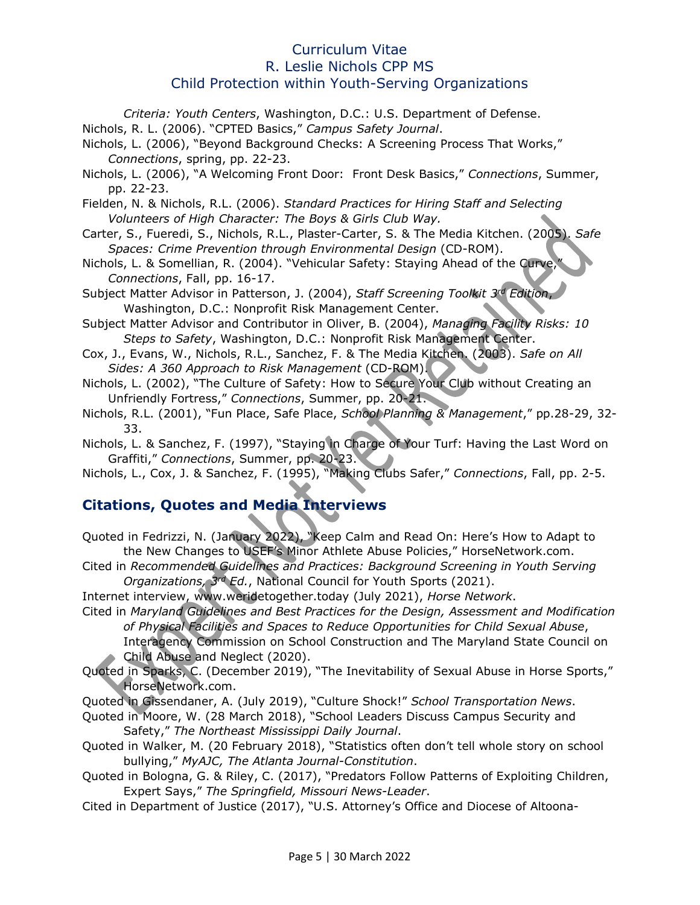*Criteria: Youth Centers*, Washington, D.C.: U.S. Department of Defense.

Nichols, R. L. (2006). "CPTED Basics," *Campus Safety Journal*.

Nichols, L. (2006), "Beyond Background Checks: A Screening Process That Works," *Connections*, spring, pp. 22-23.

Nichols, L. (2006), "A Welcoming Front Door: Front Desk Basics," *Connections*, Summer, pp. 22-23.

Fielden, N. & Nichols, R.L. (2006). *Standard Practices for Hiring Staff and Selecting Volunteers of High Character: The Boys & Girls Club Way.*

Carter, S., Fueredi, S., Nichols, R.L., Plaster-Carter, S. & The Media Kitchen. (2005). *Safe Spaces: Crime Prevention through Environmental Design* (CD-ROM).

Nichols, L. & Somellian, R. (2004). "Vehicular Safety: Staying Ahead of the Curve," *Connections*, Fall, pp. 16-17.

Subject Matter Advisor in Patterson, J. (2004), *Staff Screening Toolkit 3rd Edition*, Washington, D.C.: Nonprofit Risk Management Center.

Subject Matter Advisor and Contributor in Oliver, B. (2004), *Managing Facility Risks: 10 Steps to Safety*, Washington, D.C.: Nonprofit Risk Management Center.

Cox, J., Evans, W., Nichols, R.L., Sanchez, F. & The Media Kitchen. (2003). *Safe on All Sides: A 360 Approach to Risk Management* (CD-ROM).

Nichols, L. (2002), "The Culture of Safety: How to Secure Your Club without Creating an Unfriendly Fortress," *Connections*, Summer, pp. 20-21.

Nichols, R.L. (2001), "Fun Place, Safe Place, *School Planning & Management*," pp.28-29, 32-33.

Nichols, L. & Sanchez, F. (1997), "Staying in Charge of Your Turf: Having the Last Word on Graffiti," *Connections*, Summer, pp. 20-23.

Nichols, L., Cox, J. & Sanchez, F. (1995), "Making Clubs Safer," *Connections*, Fall, pp. 2-5.

## Citations, Quotes and Media Interviews

Quoted in Fedrizzi, N. (January 2022), "Keep Calm and Read On: Here's How to Adapt to the New Changes to USEF's Minor Athlete Abuse Policies," HorseNetwork.com.

Cited in *Recommended Guidelines and Practices: Background Screening in Youth Serving Organizations, 3rd Ed.*, National Council for Youth Sports (2021).

Internet interview, www.weridetogether.today (July 2021), *Horse Network*.

Cited in *Maryland Guidelines and Best Practices for the Design, Assessment and Modification of Physical Facilities and Spaces to Reduce Opportunities for Child Sexual Abuse*, Interagency Commission on School Construction and The Maryland State Council on Child Abuse and Neglect (2020).

Quoted in Sparks, C. (December 2019), "The Inevitability of Sexual Abuse in Horse Sports," HorseNetwork.com.

Quoted in Gissendaner, A. (July 2019), "Culture Shock!" *School Transportation News*.

Quoted in Moore, W. (28 March 2018), "School Leaders Discuss Campus Security and Safety," *The Northeast Mississippi Daily Journal*.

Quoted in Walker, M. (20 February 2018), "Statistics often don't tell whole story on school bullying," *MyAJC, The Atlanta Journal-Constitution*.

Quoted in Bologna, G. & Riley, C. (2017), "Predators Follow Patterns of Exploiting Children, Expert Says," *The Springfield, Missouri News-Leader*.

Cited in Department of Justice (2017), "U.S. Attorney's Office and Diocese of Altoona-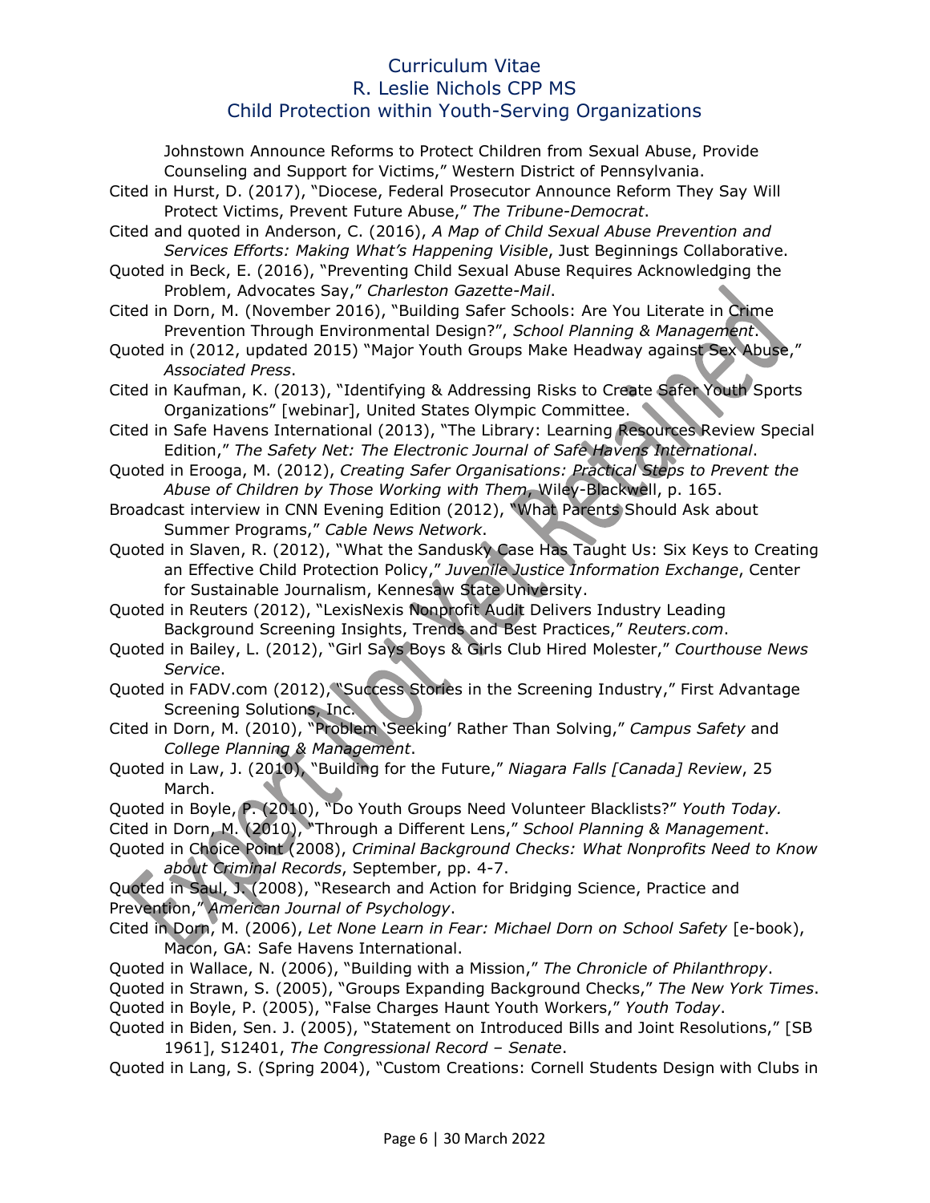Johnstown Announce Reforms to Protect Children from Sexual Abuse, Provide Counseling and Support for Victims," Western District of Pennsylvania.

Cited in Hurst, D. (2017), "Diocese, Federal Prosecutor Announce Reform They Say Will Protect Victims, Prevent Future Abuse," *The Tribune-Democrat*.

Cited and quoted in Anderson, C. (2016), *A Map of Child Sexual Abuse Prevention and Services Efforts: Making What's Happening Visible*, Just Beginnings Collaborative.

Quoted in Beck, E. (2016), "Preventing Child Sexual Abuse Requires Acknowledging the Problem, Advocates Say," *Charleston Gazette-Mail*.

Cited in Dorn, M. (November 2016), "Building Safer Schools: Are You Literate in Crime Prevention Through Environmental Design?", *School Planning & Management*.

Quoted in (2012, updated 2015) "Major Youth Groups Make Headway against Sex Abuse," *Associated Press*.

Cited in Kaufman, K. (2013), "Identifying & Addressing Risks to Create Safer Youth Sports Organizations" [webinar], United States Olympic Committee.

Cited in Safe Havens International (2013), "The Library: Learning Resources Review Special Edition," *The Safety Net: The Electronic Journal of Safe Havens International*.

Quoted in Erooga, M. (2012), *Creating Safer Organisations: Practical Steps to Prevent the Abuse of Children by Those Working with Them*, Wiley-Blackwell, p. 165.

Broadcast interview in CNN Evening Edition (2012), "What Parents Should Ask about Summer Programs," *Cable News Network*.

Quoted in Slaven, R. (2012), "What the Sandusky Case Has Taught Us: Six Keys to Creating an Effective Child Protection Policy," *Juvenile Justice Information Exchange*, Center for Sustainable Journalism, Kennesaw State University.

Quoted in Reuters (2012), "LexisNexis Nonprofit Audit Delivers Industry Leading Background Screening Insights, Trends and Best Practices," *Reuters.com*.

Quoted in Bailey, L. (2012), "Girl Says Boys & Girls Club Hired Molester," *Courthouse News Service*.

Quoted in FADV.com (2012), "Success Stories in the Screening Industry," First Advantage Screening Solutions, Inc.

Cited in Dorn, M. (2010), "Problem 'Seeking' Rather Than Solving," *Campus Safety* and *College Planning & Management*.

Quoted in Law, J. (2010), "Building for the Future," *Niagara Falls [Canada] Review*, 25 March.

Quoted in Boyle, P. (2010), "Do Youth Groups Need Volunteer Blacklists?" *Youth Today.*

Cited in Dorn, M. (2010), "Through a Different Lens," *School Planning & Management*.

Quoted in Choice Point (2008), *Criminal Background Checks: What Nonprofits Need to Know about Criminal Records*, September, pp. 4-7.

Quoted in Saul, J. (2008), "Research and Action for Bridging Science, Practice and Prevention," *American Journal of Psychology*.

Cited in Dorn, M. (2006), *Let None Learn in Fear: Michael Dorn on School Safety* [e-book], Macon, GA: Safe Havens International.

Quoted in Wallace, N. (2006), "Building with a Mission," *The Chronicle of Philanthropy*.

Quoted in Strawn, S. (2005), "Groups Expanding Background Checks," *The New York Times*.

Quoted in Boyle, P. (2005), "False Charges Haunt Youth Workers," *Youth Today*.

Quoted in Biden, Sen. J. (2005), "Statement on Introduced Bills and Joint Resolutions," [SB 1961], S12401, *The Congressional Record – Senate*.

Quoted in Lang, S. (Spring 2004), "Custom Creations: Cornell Students Design with Clubs in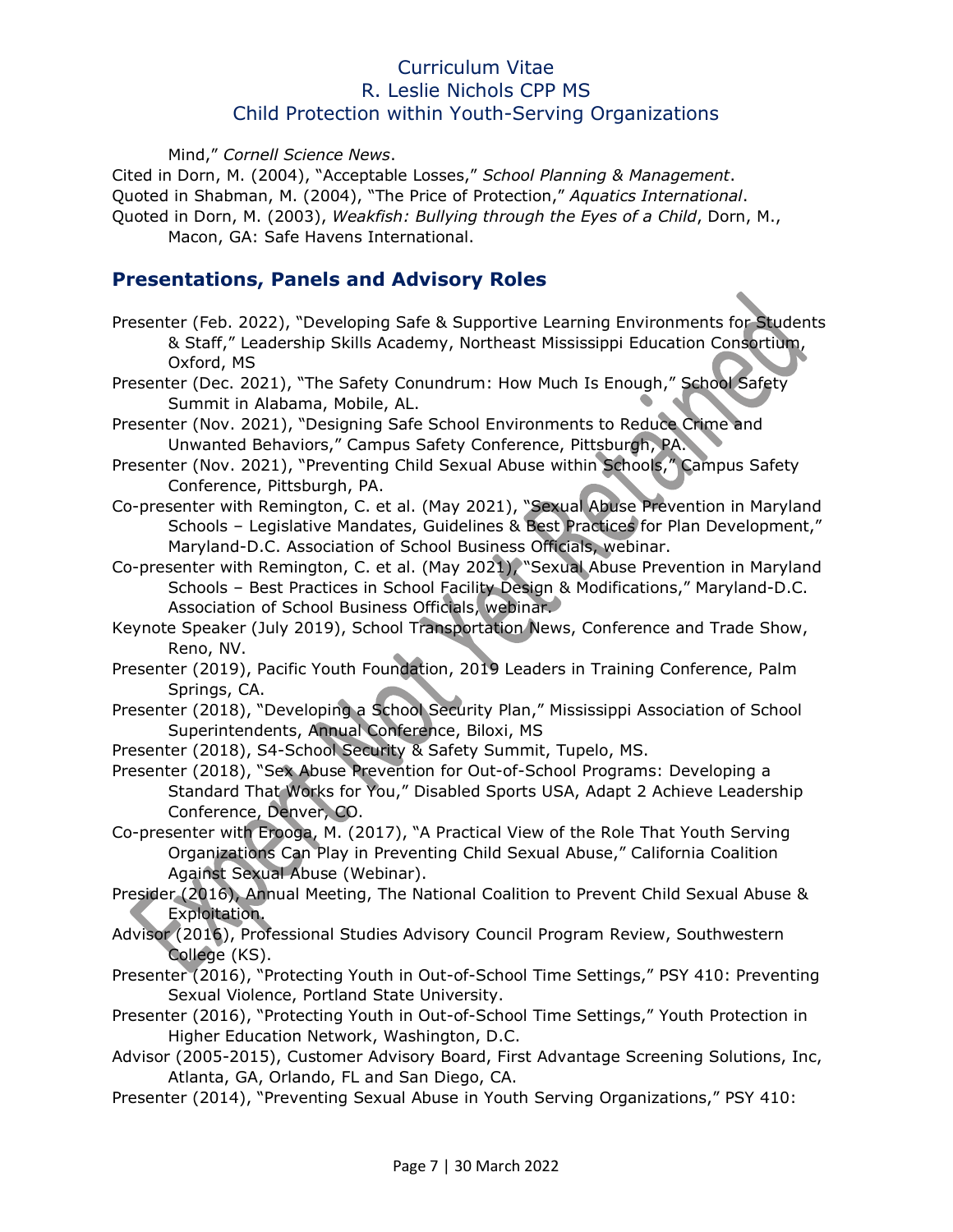Mind," *Cornell Science News*.

Cited in Dorn, M. (2004), "Acceptable Losses," *School Planning & Management*.

Quoted in Shabman, M. (2004), "The Price of Protection," *Aquatics International*.

Quoted in Dorn, M. (2003), *Weakfish: Bullying through the Eyes of a Child*, Dorn, M., Macon, GA: Safe Havens International.

## Presentations, Panels and Advisory Roles

Presenter (Feb. 2022), "Developing Safe & Supportive Learning Environments for Students & Staff," Leadership Skills Academy, Northeast Mississippi Education Consortium, Oxford, MS

Presenter (Dec. 2021), "The Safety Conundrum: How Much Is Enough," School Safety Summit in Alabama, Mobile, AL.

Presenter (Nov. 2021), "Designing Safe School Environments to Reduce Crime and Unwanted Behaviors," Campus Safety Conference, Pittsburgh, PA.

Presenter (Nov. 2021), "Preventing Child Sexual Abuse within Schools," Campus Safety Conference, Pittsburgh, PA.

Co-presenter with Remington, C. et al. (May 2021), "Sexual Abuse Prevention in Maryland Schools – Legislative Mandates, Guidelines & Best Practices for Plan Development," Maryland-D.C. Association of School Business Officials, webinar.

Co-presenter with Remington, C. et al. (May 2021), "Sexual Abuse Prevention in Maryland Schools – Best Practices in School Facility Design & Modifications," Maryland-D.C. Association of School Business Officials, webinar.

Keynote Speaker (July 2019), School Transportation News, Conference and Trade Show, Reno, NV.

Presenter (2019), Pacific Youth Foundation, 2019 Leaders in Training Conference, Palm Springs, CA.

Presenter (2018), "Developing a School Security Plan," Mississippi Association of School Superintendents, Annual Conference, Biloxi, MS

Presenter (2018), S4-School Security & Safety Summit, Tupelo, MS.

Presenter (2018), "Sex Abuse Prevention for Out-of-School Programs: Developing a Standard That Works for You," Disabled Sports USA, Adapt 2 Achieve Leadership Conference, Denver, CO.

Co-presenter with Erooga, M. (2017), "A Practical View of the Role That Youth Serving Organizations Can Play in Preventing Child Sexual Abuse," California Coalition Against Sexual Abuse (Webinar).

Presider (2016), Annual Meeting, The National Coalition to Prevent Child Sexual Abuse & Exploitation.

Advisor (2016), Professional Studies Advisory Council Program Review, Southwestern College (KS).

Presenter (2016), "Protecting Youth in Out-of-School Time Settings," PSY 410: Preventing Sexual Violence, Portland State University.

Presenter (2016), "Protecting Youth in Out-of-School Time Settings," Youth Protection in Higher Education Network, Washington, D.C.

Advisor (2005-2015), Customer Advisory Board, First Advantage Screening Solutions, Inc, Atlanta, GA, Orlando, FL and San Diego, CA.

Presenter (2014), "Preventing Sexual Abuse in Youth Serving Organizations," PSY 410: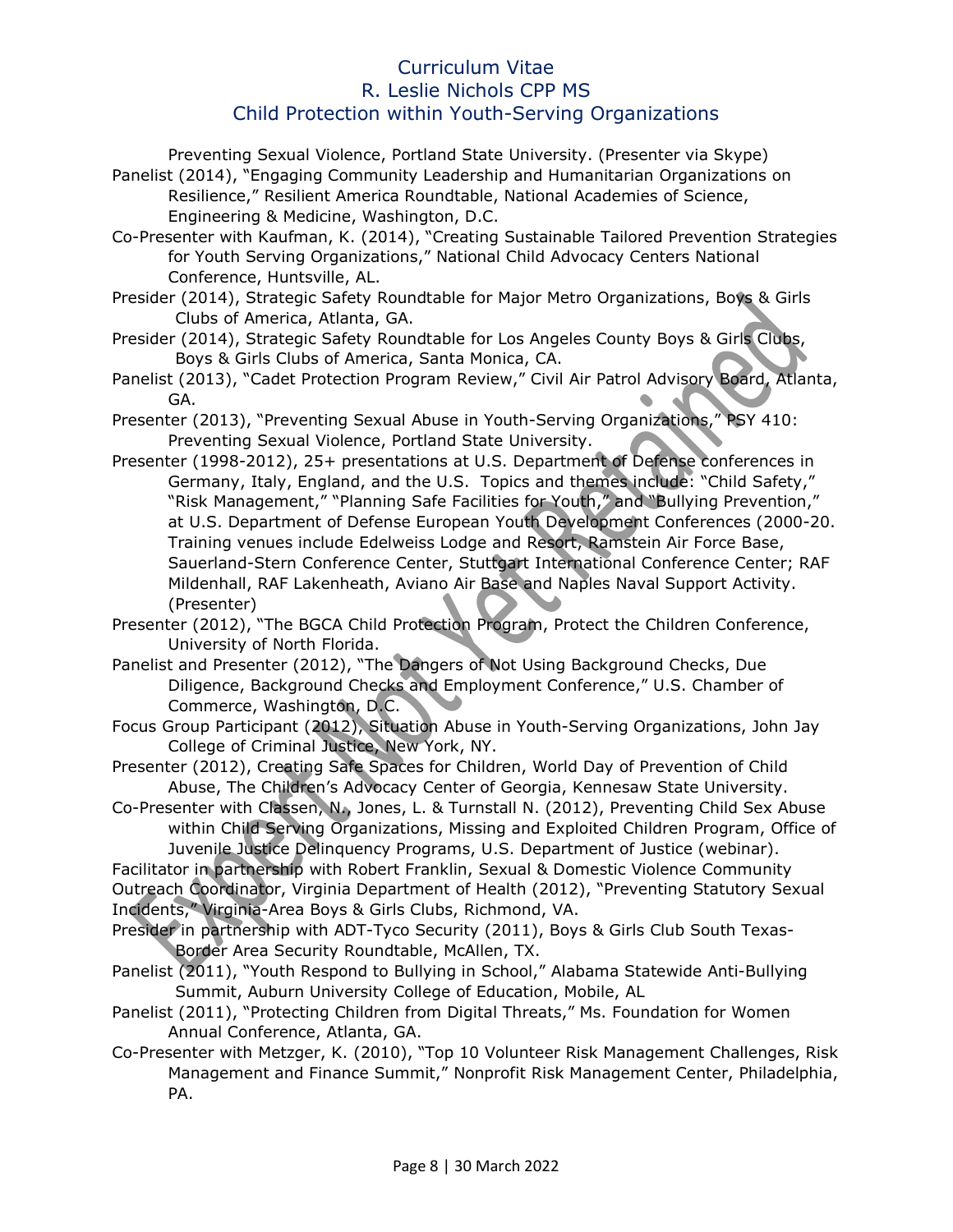Preventing Sexual Violence, Portland State University. (Presenter via Skype)

Panelist (2014), "Engaging Community Leadership and Humanitarian Organizations on Resilience," Resilient America Roundtable, National Academies of Science, Engineering & Medicine, Washington, D.C.

Co-Presenter with Kaufman, K. (2014), "Creating Sustainable Tailored Prevention Strategies for Youth Serving Organizations," National Child Advocacy Centers National Conference, Huntsville, AL.

Presider (2014), Strategic Safety Roundtable for Major Metro Organizations, Boys & Girls Clubs of America, Atlanta, GA.

Presider (2014), Strategic Safety Roundtable for Los Angeles County Boys & Girls Clubs, Boys & Girls Clubs of America, Santa Monica, CA.

Panelist (2013), "Cadet Protection Program Review," Civil Air Patrol Advisory Board, Atlanta, GA.

Presenter (2013), "Preventing Sexual Abuse in Youth-Serving Organizations," PSY 410: Preventing Sexual Violence, Portland State University.

Presenter (1998-2012), 25+ presentations at U.S. Department of Defense conferences in Germany, Italy, England, and the U.S. Topics and themes include: "Child Safety," "Risk Management," "Planning Safe Facilities for Youth," and "Bullying Prevention," at U.S. Department of Defense European Youth Development Conferences (2000-20. Training venues include Edelweiss Lodge and Resort, Ramstein Air Force Base, Sauerland-Stern Conference Center, Stuttgart International Conference Center; RAF Mildenhall, RAF Lakenheath, Aviano Air Base and Naples Naval Support Activity. (Presenter)

Presenter (2012), "The BGCA Child Protection Program, Protect the Children Conference, University of North Florida.

Panelist and Presenter (2012), "The Dangers of Not Using Background Checks, Due Diligence, Background Checks and Employment Conference," U.S. Chamber of Commerce, Washington, D.C.

Focus Group Participant (2012), Situation Abuse in Youth-Serving Organizations, John Jay College of Criminal Justice, New York, NY.

Presenter (2012), Creating Safe Spaces for Children, World Day of Prevention of Child Abuse, The Children's Advocacy Center of Georgia, Kennesaw State University.

Co-Presenter with Classen, N., Jones, L. & Turnstall N. (2012), Preventing Child Sex Abuse within Child Serving Organizations, Missing and Exploited Children Program, Office of Juvenile Justice Delinquency Programs, U.S. Department of Justice (webinar).

Facilitator in partnership with Robert Franklin, Sexual & Domestic Violence Community Outreach Coordinator, Virginia Department of Health (2012), "Preventing Statutory Sexual Incidents," Virginia-Area Boys & Girls Clubs, Richmond, VA.

Presider in partnership with ADT-Tyco Security (2011), Boys & Girls Club South Texas-Border Area Security Roundtable, McAllen, TX.

Panelist (2011), "Youth Respond to Bullying in School," Alabama Statewide Anti-Bullying Summit, Auburn University College of Education, Mobile, AL

Panelist (2011), "Protecting Children from Digital Threats," Ms. Foundation for Women Annual Conference, Atlanta, GA.

Co-Presenter with Metzger, K. (2010), "Top 10 Volunteer Risk Management Challenges, Risk Management and Finance Summit," Nonprofit Risk Management Center, Philadelphia, PA.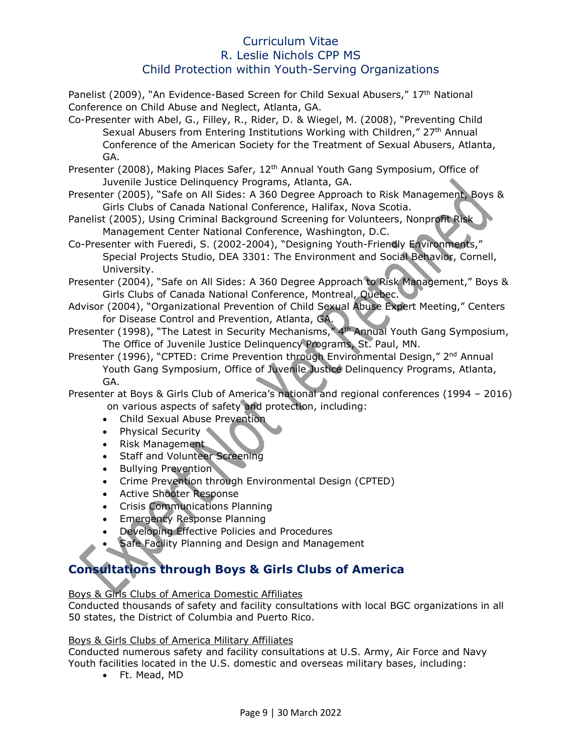Panelist (2009), "An Evidence-Based Screen for Child Sexual Abusers," 17th National Conference on Child Abuse and Neglect, Atlanta, GA.

Co-Presenter with Abel, G., Filley, R., Rider, D. & Wiegel, M. (2008), "Preventing Child Sexual Abusers from Entering Institutions Working with Children," 27th Annual Conference of the American Society for the Treatment of Sexual Abusers, Atlanta, GA.

Presenter (2008), Making Places Safer, 12th Annual Youth Gang Symposium, Office of Juvenile Justice Delinquency Programs, Atlanta, GA.

Presenter (2005), "Safe on All Sides: A 360 Degree Approach to Risk Management, Boys & Girls Clubs of Canada National Conference, Halifax, Nova Scotia.

Panelist (2005), Using Criminal Background Screening for Volunteers, Nonprofit Risk Management Center National Conference, Washington, D.C.

Co-Presenter with Fueredi, S. (2002-2004), "Designing Youth-Friendly Environments," Special Projects Studio, DEA 3301: The Environment and Social Behavior, Cornell, University.

Presenter (2004), "Safe on All Sides: A 360 Degree Approach to Risk Management," Boys & Girls Clubs of Canada National Conference, Montreal, Quebec.

Advisor (2004), "Organizational Prevention of Child Sexual Abuse Expert Meeting," Centers for Disease Control and Prevention, Atlanta, GA.

Presenter (1998), "The Latest in Security Mechanisms," 4th Annual Youth Gang Symposium, The Office of Juvenile Justice Delinquency Programs, St. Paul, MN.

Presenter (1996), "CPTED: Crime Prevention through Environmental Design," 2nd Annual Youth Gang Symposium, Office of Juvenile Justice Delinquency Programs, Atlanta, GA.

Presenter at Boys & Girls Club of America's national and regional conferences (1994 – 2016) on various aspects of safety and protection, including:

- Child Sexual Abuse Prevention
- Physical Security
- Risk Management
- Staff and Volunteer Screening
- Bullying Prevention
- Crime Prevention through Environmental Design (CPTED)
- Active Shooter Response
- Crisis Communications Planning
- Emergency Response Planning
- Developing Effective Policies and Procedures
- Safe Facility Planning and Design and Management

## Consultations through Boys & Girls Clubs of America

Boys & Girls Clubs of America Domestic Affiliates

Conducted thousands of safety and facility consultations with local BGC organizations in all 50 states, the District of Columbia and Puerto Rico.

Boys & Girls Clubs of America Military Affiliates

Conducted numerous safety and facility consultations at U.S. Army, Air Force and Navy Youth facilities located in the U.S. domestic and overseas military bases, including:

- Ft. Mead, MD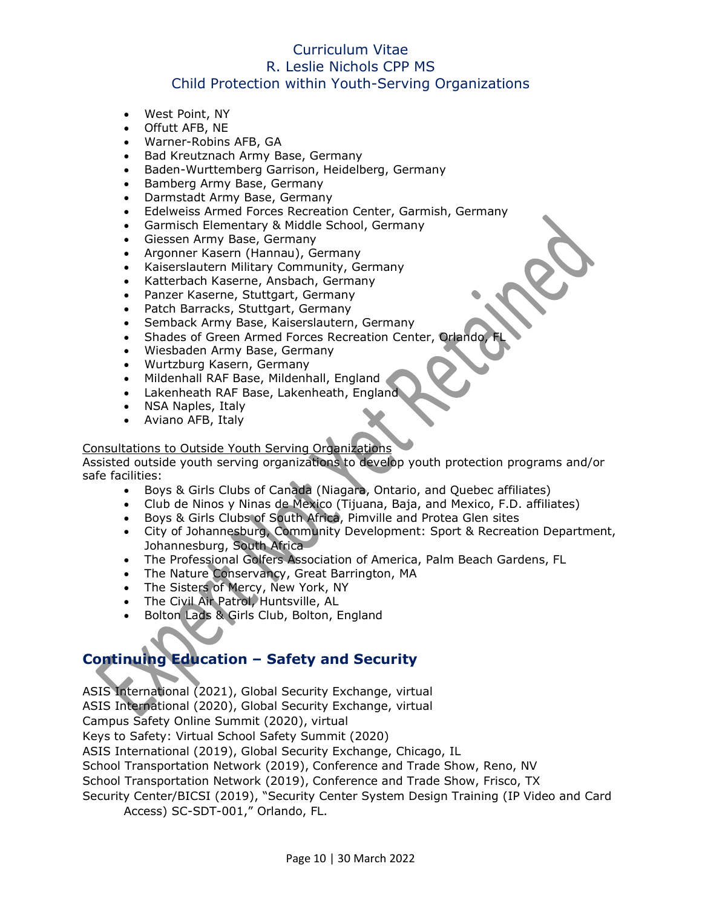- West Point, NY
- Offutt AFB, NE
- Warner-Robins AFB, GA
- Bad Kreutznach Army Base, Germany
- Baden-Wurttemberg Garrison, Heidelberg, Germany
- Bamberg Army Base, Germany
- Darmstadt Army Base, Germany
- Edelweiss Armed Forces Recreation Center, Garmish, Germany
- Garmisch Elementary & Middle School, Germany
- Giessen Army Base, Germany
- Argonner Kasern (Hannau), Germany
- Kaiserslautern Military Community, Germany
- Katterbach Kaserne, Ansbach, Germany
- Panzer Kaserne, Stuttgart, Germany
- Patch Barracks, Stuttgart, Germany
- Semback Army Base, Kaiserslautern, Germany
- Shades of Green Armed Forces Recreation Center, Orlando, FL
- Wiesbaden Army Base, Germany
- Wurtzburg Kasern, Germany
- Mildenhall RAF Base, Mildenhall, England
- Lakenheath RAF Base, Lakenheath, England
- NSA Naples, Italy
- Aviano AFB, Italy

Consultations to Outside Youth Serving Organizations

Assisted outside youth serving organizations to develop youth protection programs and/or safe facilities:

- Boys & Girls Clubs of Canada (Niagara, Ontario, and Quebec affiliates)
- Club de Ninos y Ninas de Mexico (Tijuana, Baja, and Mexico, F.D. affiliates)
- Boys & Girls Clubs of South Africa, Pimville and Protea Glen sites
- City of Johannesburg, Community Development: Sport & Recreation Department, Johannesburg, South Africa
- The Professional Golfers Association of America, Palm Beach Gardens, FL
- The Nature Conservancy, Great Barrington, MA
- The Sisters of Mercy, New York, NY
- The Civil Air Patrol, Huntsville, AL
- Bolton Lads & Girls Club, Bolton, England

## Continuing Education – Safety and Security

ASIS International (2021), Global Security Exchange, virtual
ASIS International (2020), Global Security Exchange, virtual
Campus Safety Online Summit (2020), virtual
Keys to Safety: Virtual School Safety Summit (2020)
ASIS International (2019), Global Security Exchange, Chicago, IL
School Transportation Network (2019), Conference and Trade Show, Reno, NV
School Transportation Network (2019), Conference and Trade Show, Frisco, TX
Security Center/BICSI (2019), "Security Center System Design Training (IP Video and Card Access) SC-SDT-001," Orlando, FL.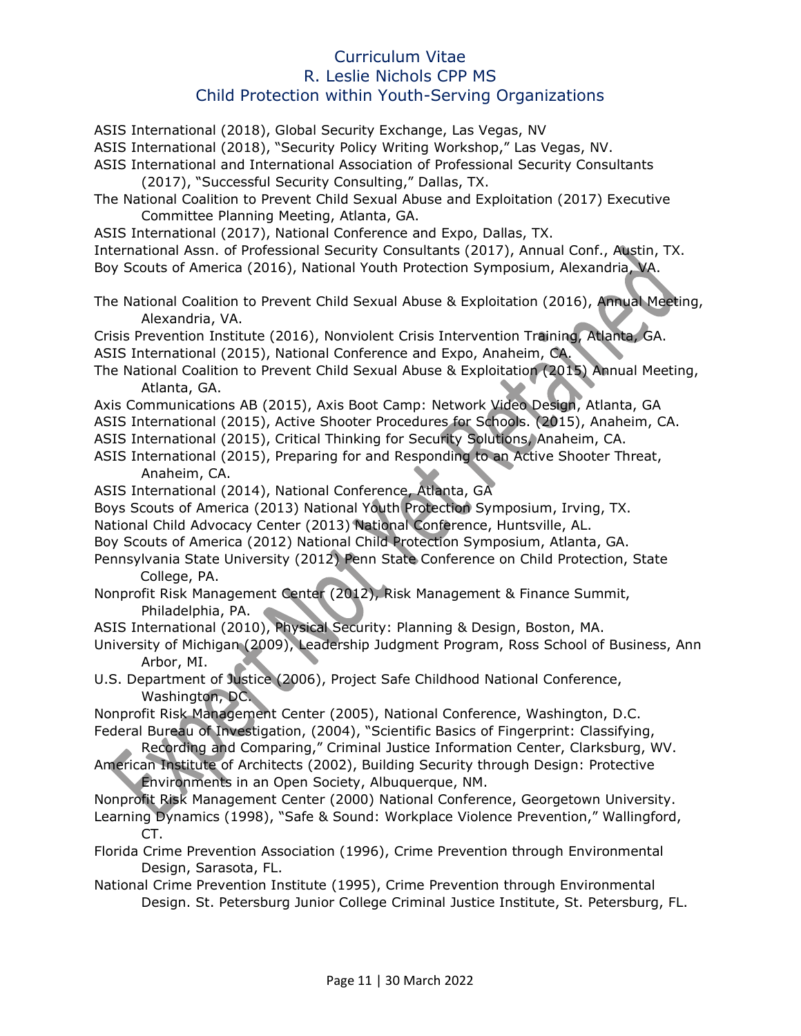ASIS International (2018), Global Security Exchange, Las Vegas, NV

ASIS International (2018), "Security Policy Writing Workshop," Las Vegas, NV.

ASIS International and International Association of Professional Security Consultants (2017), "Successful Security Consulting," Dallas, TX.

The National Coalition to Prevent Child Sexual Abuse and Exploitation (2017) Executive Committee Planning Meeting, Atlanta, GA.

ASIS International (2017), National Conference and Expo, Dallas, TX.

International Assn. of Professional Security Consultants (2017), Annual Conf., Austin, TX.

Boy Scouts of America (2016), National Youth Protection Symposium, Alexandria, VA.

The National Coalition to Prevent Child Sexual Abuse & Exploitation (2016), Annual Meeting, Alexandria, VA.

Crisis Prevention Institute (2016), Nonviolent Crisis Intervention Training, Atlanta, GA.

ASIS International (2015), National Conference and Expo, Anaheim, CA.

The National Coalition to Prevent Child Sexual Abuse & Exploitation (2015) Annual Meeting, Atlanta, GA.

Axis Communications AB (2015), Axis Boot Camp: Network Video Design, Atlanta, GA

ASIS International (2015), Active Shooter Procedures for Schools. (2015), Anaheim, CA.

ASIS International (2015), Critical Thinking for Security Solutions, Anaheim, CA.

ASIS International (2015), Preparing for and Responding to an Active Shooter Threat, Anaheim, CA.

ASIS International (2014), National Conference, Atlanta, GA

Boys Scouts of America (2013) National Youth Protection Symposium, Irving, TX.

National Child Advocacy Center (2013) National Conference, Huntsville, AL.

Boy Scouts of America (2012) National Child Protection Symposium, Atlanta, GA.

Pennsylvania State University (2012) Penn State Conference on Child Protection, State College, PA.

Nonprofit Risk Management Center (2012), Risk Management & Finance Summit, Philadelphia, PA.

ASIS International (2010), Physical Security: Planning & Design, Boston, MA.

University of Michigan (2009), Leadership Judgment Program, Ross School of Business, Ann Arbor, MI.

U.S. Department of Justice (2006), Project Safe Childhood National Conference, Washington, DC.

Nonprofit Risk Management Center (2005), National Conference, Washington, D.C.

Federal Bureau of Investigation, (2004), "Scientific Basics of Fingerprint: Classifying, Recording and Comparing," Criminal Justice Information Center, Clarksburg, WV.

American Institute of Architects (2002), Building Security through Design: Protective Environments in an Open Society, Albuquerque, NM.

Nonprofit Risk Management Center (2000) National Conference, Georgetown University.

Learning Dynamics (1998), "Safe & Sound: Workplace Violence Prevention," Wallingford, CT.

Florida Crime Prevention Association (1996), Crime Prevention through Environmental Design, Sarasota, FL.

National Crime Prevention Institute (1995), Crime Prevention through Environmental Design. St. Petersburg Junior College Criminal Justice Institute, St. Petersburg, FL.